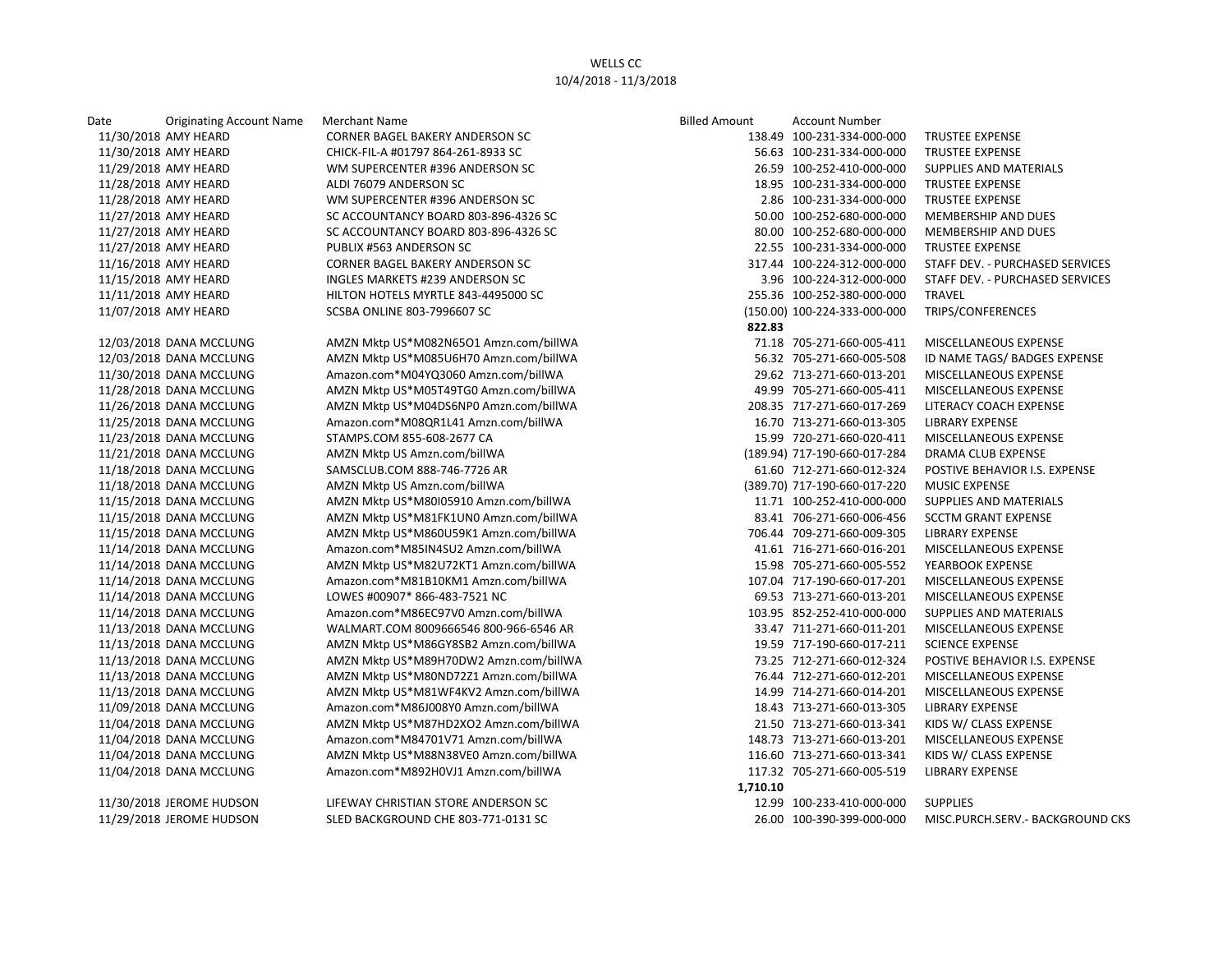WELLS CC

10/4/2018 - 11/3/2018

| Date | Originating Account Name | Merchant Name | Billed Amount | Account Number | |
|---|---|---|---|---|---|
| 11/30/2018 | AMY HEARD | CORNER BAGEL BAKERY ANDERSON SC | 138.49 | 100-231-334-000-000 | TRUSTEE EXPENSE |
| 11/30/2018 | AMY HEARD | CHICK-FIL-A #01797 864-261-8933 SC | 56.63 | 100-231-334-000-000 | TRUSTEE EXPENSE |
| 11/29/2018 | AMY HEARD | WM SUPERCENTER #396 ANDERSON SC | 26.59 | 100-252-410-000-000 | SUPPLIES AND MATERIALS |
| 11/28/2018 | AMY HEARD | ALDI 76079 ANDERSON SC | 18.95 | 100-231-334-000-000 | TRUSTEE EXPENSE |
| 11/28/2018 | AMY HEARD | WM SUPERCENTER #396 ANDERSON SC | 2.86 | 100-231-334-000-000 | TRUSTEE EXPENSE |
| 11/27/2018 | AMY HEARD | SC ACCOUNTANCY BOARD 803-896-4326 SC | 50.00 | 100-252-680-000-000 | MEMBERSHIP AND DUES |
| 11/27/2018 | AMY HEARD | SC ACCOUNTANCY BOARD 803-896-4326 SC | 80.00 | 100-252-680-000-000 | MEMBERSHIP AND DUES |
| 11/27/2018 | AMY HEARD | PUBLIX #563 ANDERSON SC | 22.55 | 100-231-334-000-000 | TRUSTEE EXPENSE |
| 11/16/2018 | AMY HEARD | CORNER BAGEL BAKERY ANDERSON SC | 317.44 | 100-224-312-000-000 | STAFF DEV. - PURCHASED SERVICES |
| 11/15/2018 | AMY HEARD | INGLES MARKETS #239 ANDERSON SC | 3.96 | 100-224-312-000-000 | STAFF DEV. - PURCHASED SERVICES |
| 11/11/2018 | AMY HEARD | HILTON HOTELS MYRTLE 843-4495000 SC | 255.36 | 100-252-380-000-000 | TRAVEL |
| 11/07/2018 | AMY HEARD | SCSBA ONLINE 803-7996607 SC | (150.00) | 100-224-333-000-000 | TRIPS/CONFERENCES |
| | | | **822.83** | | |
| 12/03/2018 | DANA MCCLUNG | AMZN Mktp US*M082N65O1 Amzn.com/billWA | 71.18 | 705-271-660-005-411 | MISCELLANEOUS EXPENSE |
| 12/03/2018 | DANA MCCLUNG | AMZN Mktp US*M085U6H70 Amzn.com/billWA | 56.32 | 705-271-660-005-508 | ID NAME TAGS/ BADGES EXPENSE |
| 11/30/2018 | DANA MCCLUNG | Amazon.com*M04YQ3060 Amzn.com/billWA | 29.62 | 713-271-660-013-201 | MISCELLANEOUS EXPENSE |
| 11/28/2018 | DANA MCCLUNG | AMZN Mktp US*M05T49TG0 Amzn.com/billWA | 49.99 | 705-271-660-005-411 | MISCELLANEOUS EXPENSE |
| 11/26/2018 | DANA MCCLUNG | AMZN Mktp US*M04DS6NP0 Amzn.com/billWA | 208.35 | 717-271-660-017-269 | LITERACY COACH EXPENSE |
| 11/25/2018 | DANA MCCLUNG | Amazon.com*M08QR1L41 Amzn.com/billWA | 16.70 | 713-271-660-013-305 | LIBRARY EXPENSE |
| 11/23/2018 | DANA MCCLUNG | STAMPS.COM 855-608-2677 CA | 15.99 | 720-271-660-020-411 | MISCELLANEOUS EXPENSE |
| 11/21/2018 | DANA MCCLUNG | AMZN Mktp US Amzn.com/billWA | (189.94) | 717-190-660-017-284 | DRAMA CLUB EXPENSE |
| 11/18/2018 | DANA MCCLUNG | SAMSCLUB.COM 888-746-7726 AR | 61.60 | 712-271-660-012-324 | POSTIVE BEHAVIOR I.S. EXPENSE |
| 11/18/2018 | DANA MCCLUNG | AMZN Mktp US Amzn.com/billWA | (389.70) | 717-190-660-017-220 | MUSIC EXPENSE |
| 11/15/2018 | DANA MCCLUNG | AMZN Mktp US*M80I05910 Amzn.com/billWA | 11.71 | 100-252-410-000-000 | SUPPLIES AND MATERIALS |
| 11/15/2018 | DANA MCCLUNG | AMZN Mktp US*M81FK1UN0 Amzn.com/billWA | 83.41 | 706-271-660-006-456 | SCCTM GRANT EXPENSE |
| 11/15/2018 | DANA MCCLUNG | AMZN Mktp US*M860U59K1 Amzn.com/billWA | 706.44 | 709-271-660-009-305 | LIBRARY EXPENSE |
| 11/14/2018 | DANA MCCLUNG | Amazon.com*M85IN4SU2 Amzn.com/billWA | 41.61 | 716-271-660-016-201 | MISCELLANEOUS EXPENSE |
| 11/14/2018 | DANA MCCLUNG | AMZN Mktp US*M82U72KT1 Amzn.com/billWA | 15.98 | 705-271-660-005-552 | YEARBOOK EXPENSE |
| 11/14/2018 | DANA MCCLUNG | Amazon.com*M81B10KM1 Amzn.com/billWA | 107.04 | 717-190-660-017-201 | MISCELLANEOUS EXPENSE |
| 11/14/2018 | DANA MCCLUNG | LOWES #00907* 866-483-7521 NC | 69.53 | 713-271-660-013-201 | MISCELLANEOUS EXPENSE |
| 11/14/2018 | DANA MCCLUNG | Amazon.com*M86EC97V0 Amzn.com/billWA | 103.95 | 852-252-410-000-000 | SUPPLIES AND MATERIALS |
| 11/13/2018 | DANA MCCLUNG | WALMART.COM 8009666546 800-966-6546 AR | 33.47 | 711-271-660-011-201 | MISCELLANEOUS EXPENSE |
| 11/13/2018 | DANA MCCLUNG | AMZN Mktp US*M86GY8SB2 Amzn.com/billWA | 19.59 | 717-190-660-017-211 | SCIENCE EXPENSE |
| 11/13/2018 | DANA MCCLUNG | AMZN Mktp US*M89H70DW2 Amzn.com/billWA | 73.25 | 712-271-660-012-324 | POSTIVE BEHAVIOR I.S. EXPENSE |
| 11/13/2018 | DANA MCCLUNG | AMZN Mktp US*M80ND72Z1 Amzn.com/billWA | 76.44 | 712-271-660-012-201 | MISCELLANEOUS EXPENSE |
| 11/13/2018 | DANA MCCLUNG | AMZN Mktp US*M81WF4KV2 Amzn.com/billWA | 14.99 | 714-271-660-014-201 | MISCELLANEOUS EXPENSE |
| 11/09/2018 | DANA MCCLUNG | Amazon.com*M86J008Y0 Amzn.com/billWA | 18.43 | 713-271-660-013-305 | LIBRARY EXPENSE |
| 11/04/2018 | DANA MCCLUNG | AMZN Mktp US*M87HD2XO2 Amzn.com/billWA | 21.50 | 713-271-660-013-341 | KIDS W/ CLASS EXPENSE |
| 11/04/2018 | DANA MCCLUNG | Amazon.com*M84701V71 Amzn.com/billWA | 148.73 | 713-271-660-013-201 | MISCELLANEOUS EXPENSE |
| 11/04/2018 | DANA MCCLUNG | AMZN Mktp US*M88N38VE0 Amzn.com/billWA | 116.60 | 713-271-660-013-341 | KIDS W/ CLASS EXPENSE |
| 11/04/2018 | DANA MCCLUNG | Amazon.com*M892H0VJ1 Amzn.com/billWA | 117.32 | 705-271-660-005-519 | LIBRARY EXPENSE |
| | | | **1,710.10** | | |
| 11/30/2018 | JEROME HUDSON | LIFEWAY CHRISTIAN STORE ANDERSON SC | 12.99 | 100-233-410-000-000 | SUPPLIES |
| 11/29/2018 | JEROME HUDSON | SLED BACKGROUND CHE 803-771-0131 SC | 26.00 | 100-390-399-000-000 | MISC.PURCH.SERV.- BACKGROUND CKS |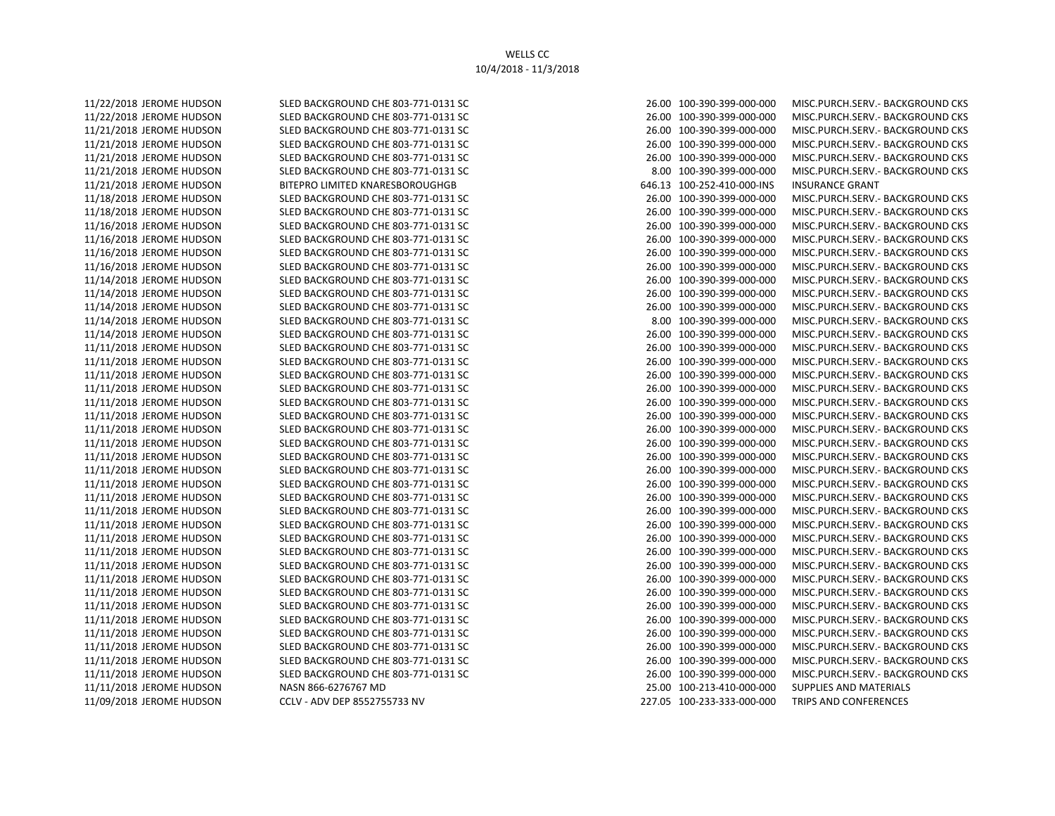WELLS CC
10/4/2018 - 11/3/2018

| Date | Name | Description | Amount | Account | Account Description |
|---|---|---|---|---|---|
| 11/22/2018 | JEROME HUDSON | SLED BACKGROUND CHE 803-771-0131 SC | 26.00 | 100-390-399-000-000 | MISC.PURCH.SERV.- BACKGROUND CKS |
| 11/22/2018 | JEROME HUDSON | SLED BACKGROUND CHE 803-771-0131 SC | 26.00 | 100-390-399-000-000 | MISC.PURCH.SERV.- BACKGROUND CKS |
| 11/21/2018 | JEROME HUDSON | SLED BACKGROUND CHE 803-771-0131 SC | 26.00 | 100-390-399-000-000 | MISC.PURCH.SERV.- BACKGROUND CKS |
| 11/21/2018 | JEROME HUDSON | SLED BACKGROUND CHE 803-771-0131 SC | 26.00 | 100-390-399-000-000 | MISC.PURCH.SERV.- BACKGROUND CKS |
| 11/21/2018 | JEROME HUDSON | SLED BACKGROUND CHE 803-771-0131 SC | 26.00 | 100-390-399-000-000 | MISC.PURCH.SERV.- BACKGROUND CKS |
| 11/21/2018 | JEROME HUDSON | SLED BACKGROUND CHE 803-771-0131 SC | 8.00 | 100-390-399-000-000 | MISC.PURCH.SERV.- BACKGROUND CKS |
| 11/21/2018 | JEROME HUDSON | BITEPRO LIMITED KNARESBOROUGHGB | 646.13 | 100-252-410-000-INS | INSURANCE GRANT |
| 11/18/2018 | JEROME HUDSON | SLED BACKGROUND CHE 803-771-0131 SC | 26.00 | 100-390-399-000-000 | MISC.PURCH.SERV.- BACKGROUND CKS |
| 11/18/2018 | JEROME HUDSON | SLED BACKGROUND CHE 803-771-0131 SC | 26.00 | 100-390-399-000-000 | MISC.PURCH.SERV.- BACKGROUND CKS |
| 11/16/2018 | JEROME HUDSON | SLED BACKGROUND CHE 803-771-0131 SC | 26.00 | 100-390-399-000-000 | MISC.PURCH.SERV.- BACKGROUND CKS |
| 11/16/2018 | JEROME HUDSON | SLED BACKGROUND CHE 803-771-0131 SC | 26.00 | 100-390-399-000-000 | MISC.PURCH.SERV.- BACKGROUND CKS |
| 11/16/2018 | JEROME HUDSON | SLED BACKGROUND CHE 803-771-0131 SC | 26.00 | 100-390-399-000-000 | MISC.PURCH.SERV.- BACKGROUND CKS |
| 11/16/2018 | JEROME HUDSON | SLED BACKGROUND CHE 803-771-0131 SC | 26.00 | 100-390-399-000-000 | MISC.PURCH.SERV.- BACKGROUND CKS |
| 11/14/2018 | JEROME HUDSON | SLED BACKGROUND CHE 803-771-0131 SC | 26.00 | 100-390-399-000-000 | MISC.PURCH.SERV.- BACKGROUND CKS |
| 11/14/2018 | JEROME HUDSON | SLED BACKGROUND CHE 803-771-0131 SC | 26.00 | 100-390-399-000-000 | MISC.PURCH.SERV.- BACKGROUND CKS |
| 11/14/2018 | JEROME HUDSON | SLED BACKGROUND CHE 803-771-0131 SC | 26.00 | 100-390-399-000-000 | MISC.PURCH.SERV.- BACKGROUND CKS |
| 11/14/2018 | JEROME HUDSON | SLED BACKGROUND CHE 803-771-0131 SC | 8.00 | 100-390-399-000-000 | MISC.PURCH.SERV.- BACKGROUND CKS |
| 11/14/2018 | JEROME HUDSON | SLED BACKGROUND CHE 803-771-0131 SC | 26.00 | 100-390-399-000-000 | MISC.PURCH.SERV.- BACKGROUND CKS |
| 11/11/2018 | JEROME HUDSON | SLED BACKGROUND CHE 803-771-0131 SC | 26.00 | 100-390-399-000-000 | MISC.PURCH.SERV.- BACKGROUND CKS |
| 11/11/2018 | JEROME HUDSON | SLED BACKGROUND CHE 803-771-0131 SC | 26.00 | 100-390-399-000-000 | MISC.PURCH.SERV.- BACKGROUND CKS |
| 11/11/2018 | JEROME HUDSON | SLED BACKGROUND CHE 803-771-0131 SC | 26.00 | 100-390-399-000-000 | MISC.PURCH.SERV.- BACKGROUND CKS |
| 11/11/2018 | JEROME HUDSON | SLED BACKGROUND CHE 803-771-0131 SC | 26.00 | 100-390-399-000-000 | MISC.PURCH.SERV.- BACKGROUND CKS |
| 11/11/2018 | JEROME HUDSON | SLED BACKGROUND CHE 803-771-0131 SC | 26.00 | 100-390-399-000-000 | MISC.PURCH.SERV.- BACKGROUND CKS |
| 11/11/2018 | JEROME HUDSON | SLED BACKGROUND CHE 803-771-0131 SC | 26.00 | 100-390-399-000-000 | MISC.PURCH.SERV.- BACKGROUND CKS |
| 11/11/2018 | JEROME HUDSON | SLED BACKGROUND CHE 803-771-0131 SC | 26.00 | 100-390-399-000-000 | MISC.PURCH.SERV.- BACKGROUND CKS |
| 11/11/2018 | JEROME HUDSON | SLED BACKGROUND CHE 803-771-0131 SC | 26.00 | 100-390-399-000-000 | MISC.PURCH.SERV.- BACKGROUND CKS |
| 11/11/2018 | JEROME HUDSON | SLED BACKGROUND CHE 803-771-0131 SC | 26.00 | 100-390-399-000-000 | MISC.PURCH.SERV.- BACKGROUND CKS |
| 11/11/2018 | JEROME HUDSON | SLED BACKGROUND CHE 803-771-0131 SC | 26.00 | 100-390-399-000-000 | MISC.PURCH.SERV.- BACKGROUND CKS |
| 11/11/2018 | JEROME HUDSON | SLED BACKGROUND CHE 803-771-0131 SC | 26.00 | 100-390-399-000-000 | MISC.PURCH.SERV.- BACKGROUND CKS |
| 11/11/2018 | JEROME HUDSON | SLED BACKGROUND CHE 803-771-0131 SC | 26.00 | 100-390-399-000-000 | MISC.PURCH.SERV.- BACKGROUND CKS |
| 11/11/2018 | JEROME HUDSON | SLED BACKGROUND CHE 803-771-0131 SC | 26.00 | 100-390-399-000-000 | MISC.PURCH.SERV.- BACKGROUND CKS |
| 11/11/2018 | JEROME HUDSON | SLED BACKGROUND CHE 803-771-0131 SC | 26.00 | 100-390-399-000-000 | MISC.PURCH.SERV.- BACKGROUND CKS |
| 11/11/2018 | JEROME HUDSON | SLED BACKGROUND CHE 803-771-0131 SC | 26.00 | 100-390-399-000-000 | MISC.PURCH.SERV.- BACKGROUND CKS |
| 11/11/2018 | JEROME HUDSON | SLED BACKGROUND CHE 803-771-0131 SC | 26.00 | 100-390-399-000-000 | MISC.PURCH.SERV.- BACKGROUND CKS |
| 11/11/2018 | JEROME HUDSON | SLED BACKGROUND CHE 803-771-0131 SC | 26.00 | 100-390-399-000-000 | MISC.PURCH.SERV.- BACKGROUND CKS |
| 11/11/2018 | JEROME HUDSON | SLED BACKGROUND CHE 803-771-0131 SC | 26.00 | 100-390-399-000-000 | MISC.PURCH.SERV.- BACKGROUND CKS |
| 11/11/2018 | JEROME HUDSON | SLED BACKGROUND CHE 803-771-0131 SC | 26.00 | 100-390-399-000-000 | MISC.PURCH.SERV.- BACKGROUND CKS |
| 11/11/2018 | JEROME HUDSON | SLED BACKGROUND CHE 803-771-0131 SC | 26.00 | 100-390-399-000-000 | MISC.PURCH.SERV.- BACKGROUND CKS |
| 11/11/2018 | JEROME HUDSON | SLED BACKGROUND CHE 803-771-0131 SC | 26.00 | 100-390-399-000-000 | MISC.PURCH.SERV.- BACKGROUND CKS |
| 11/11/2018 | JEROME HUDSON | SLED BACKGROUND CHE 803-771-0131 SC | 26.00 | 100-390-399-000-000 | MISC.PURCH.SERV.- BACKGROUND CKS |
| 11/11/2018 | JEROME HUDSON | SLED BACKGROUND CHE 803-771-0131 SC | 26.00 | 100-390-399-000-000 | MISC.PURCH.SERV.- BACKGROUND CKS |
| 11/11/2018 | JEROME HUDSON | SLED BACKGROUND CHE 803-771-0131 SC | 26.00 | 100-390-399-000-000 | MISC.PURCH.SERV.- BACKGROUND CKS |
| 11/11/2018 | JEROME HUDSON | NASN 866-6276767 MD | 25.00 | 100-213-410-000-000 | SUPPLIES AND MATERIALS |
| 11/09/2018 | JEROME HUDSON | CCLV - ADV DEP 8552755733 NV | 227.05 | 100-233-333-000-000 | TRIPS AND CONFERENCES |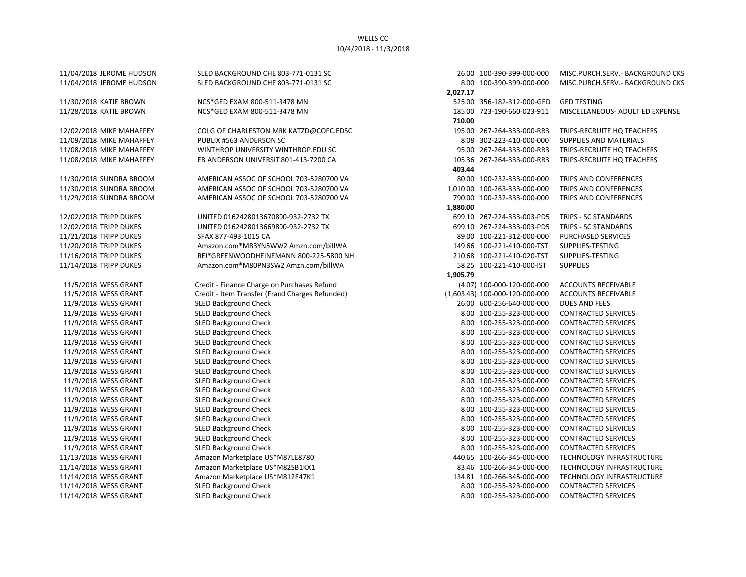WELLS CC
10/4/2018 - 11/3/2018

| Date | Name | Description | Amount | Account | Account Description |
|---|---|---|---|---|---|
| 11/04/2018 | JEROME HUDSON | SLED BACKGROUND CHE 803-771-0131 SC | 26.00 | 100-390-399-000-000 | MISC.PURCH.SERV.- BACKGROUND CKS |
| 11/04/2018 | JEROME HUDSON | SLED BACKGROUND CHE 803-771-0131 SC | 8.00 | 100-390-399-000-000 | MISC.PURCH.SERV.- BACKGROUND CKS |
| | | | **2,027.17** | | |
| 11/30/2018 | KATIE BROWN | NCS*GED EXAM 800-511-3478 MN | 525.00 | 356-182-312-000-GED | GED TESTING |
| 11/28/2018 | KATIE BROWN | NCS*GED EXAM 800-511-3478 MN | 185.00 | 723-190-660-023-911 | MISCELLANEOUS- ADULT ED EXPENSE |
| | | | **710.00** | | |
| 12/02/2018 | MIKE MAHAFFEY | COLG OF CHARLESTON MRK KATZD@COFC.EDSC | 195.00 | 267-264-333-000-RR3 | TRIPS-RECRUITE HQ TEACHERS |
| 11/09/2018 | MIKE MAHAFFEY | PUBLIX #563 ANDERSON SC | 8.08 | 302-223-410-000-000 | SUPPLIES AND MATERIALS |
| 11/08/2018 | MIKE MAHAFFEY | WINTHROP UNIVERSITY WINTHROP.EDU SC | 95.00 | 267-264-333-000-RR3 | TRIPS-RECRUITE HQ TEACHERS |
| 11/08/2018 | MIKE MAHAFFEY | EB ANDERSON UNIVERSIT 801-413-7200 CA | 105.36 | 267-264-333-000-RR3 | TRIPS-RECRUITE HQ TEACHERS |
| | | | **403.44** | | |
| 11/30/2018 | SUNDRA BROOM | AMERICAN ASSOC OF SCHOOL 703-5280700 VA | 80.00 | 100-232-333-000-000 | TRIPS AND CONFERENCES |
| 11/30/2018 | SUNDRA BROOM | AMERICAN ASSOC OF SCHOOL 703-5280700 VA | 1,010.00 | 100-263-333-000-000 | TRIPS AND CONFERENCES |
| 11/29/2018 | SUNDRA BROOM | AMERICAN ASSOC OF SCHOOL 703-5280700 VA | 790.00 | 100-232-333-000-000 | TRIPS AND CONFERENCES |
| | | | **1,880.00** | | |
| 12/02/2018 | TRIPP DUKES | UNITED 0162428013670800-932-2732 TX | 699.10 | 267-224-333-003-PD5 | TRIPS - SC STANDARDS |
| 12/02/2018 | TRIPP DUKES | UNITED 0162428013669800-932-2732 TX | 699.10 | 267-224-333-003-PD5 | TRIPS - SC STANDARDS |
| 11/21/2018 | TRIPP DUKES | SFAX 877-493-1015 CA | 89.00 | 100-221-312-000-000 | PURCHASED SERVICES |
| 11/20/2018 | TRIPP DUKES | Amazon.com*M83YN5WW2 Amzn.com/billWA | 149.66 | 100-221-410-000-TST | SUPPLIES-TESTING |
| 11/16/2018 | TRIPP DUKES | REI*GREENWOODHEINEMANN 800-225-5800 NH | 210.68 | 100-221-410-020-TST | SUPPLIES-TESTING |
| 11/14/2018 | TRIPP DUKES | Amazon.com*M80PN3SW2 Amzn.com/billWA | 58.25 | 100-221-410-000-IST | SUPPLIES |
| | | | **1,905.79** | | |
| 11/5/2018 | WESS GRANT | Credit - Finance Charge on Purchases Refund | (4.07) | 100-000-120-000-000 | ACCOUNTS RECEIVABLE |
| 11/5/2018 | WESS GRANT | Credit - Item Transfer (Fraud Charges Refunded) | (1,603.43) | 100-000-120-000-000 | ACCOUNTS RECEIVABLE |
| 11/9/2018 | WESS GRANT | SLED Background Check | 26.00 | 600-256-640-000-000 | DUES AND FEES |
| 11/9/2018 | WESS GRANT | SLED Background Check | 8.00 | 100-255-323-000-000 | CONTRACTED SERVICES |
| 11/9/2018 | WESS GRANT | SLED Background Check | 8.00 | 100-255-323-000-000 | CONTRACTED SERVICES |
| 11/9/2018 | WESS GRANT | SLED Background Check | 8.00 | 100-255-323-000-000 | CONTRACTED SERVICES |
| 11/9/2018 | WESS GRANT | SLED Background Check | 8.00 | 100-255-323-000-000 | CONTRACTED SERVICES |
| 11/9/2018 | WESS GRANT | SLED Background Check | 8.00 | 100-255-323-000-000 | CONTRACTED SERVICES |
| 11/9/2018 | WESS GRANT | SLED Background Check | 8.00 | 100-255-323-000-000 | CONTRACTED SERVICES |
| 11/9/2018 | WESS GRANT | SLED Background Check | 8.00 | 100-255-323-000-000 | CONTRACTED SERVICES |
| 11/9/2018 | WESS GRANT | SLED Background Check | 8.00 | 100-255-323-000-000 | CONTRACTED SERVICES |
| 11/9/2018 | WESS GRANT | SLED Background Check | 8.00 | 100-255-323-000-000 | CONTRACTED SERVICES |
| 11/9/2018 | WESS GRANT | SLED Background Check | 8.00 | 100-255-323-000-000 | CONTRACTED SERVICES |
| 11/9/2018 | WESS GRANT | SLED Background Check | 8.00 | 100-255-323-000-000 | CONTRACTED SERVICES |
| 11/9/2018 | WESS GRANT | SLED Background Check | 8.00 | 100-255-323-000-000 | CONTRACTED SERVICES |
| 11/9/2018 | WESS GRANT | SLED Background Check | 8.00 | 100-255-323-000-000 | CONTRACTED SERVICES |
| 11/9/2018 | WESS GRANT | SLED Background Check | 8.00 | 100-255-323-000-000 | CONTRACTED SERVICES |
| 11/9/2018 | WESS GRANT | SLED Background Check | 8.00 | 100-255-323-000-000 | CONTRACTED SERVICES |
| 11/13/2018 | WESS GRANT | Amazon Marketplace US*M87LE8780 | 440.65 | 100-266-345-000-000 | TECHNOLOGY INFRASTRUCTURE |
| 11/14/2018 | WESS GRANT | Amazon Marketplace US*M82SB1KX1 | 83.46 | 100-266-345-000-000 | TECHNOLOGY INFRASTRUCTURE |
| 11/14/2018 | WESS GRANT | Amazon Marketplace US*M812E47K1 | 134.81 | 100-266-345-000-000 | TECHNOLOGY INFRASTRUCTURE |
| 11/14/2018 | WESS GRANT | SLED Background Check | 8.00 | 100-255-323-000-000 | CONTRACTED SERVICES |
| 11/14/2018 | WESS GRANT | SLED Background Check | 8.00 | 100-255-323-000-000 | CONTRACTED SERVICES |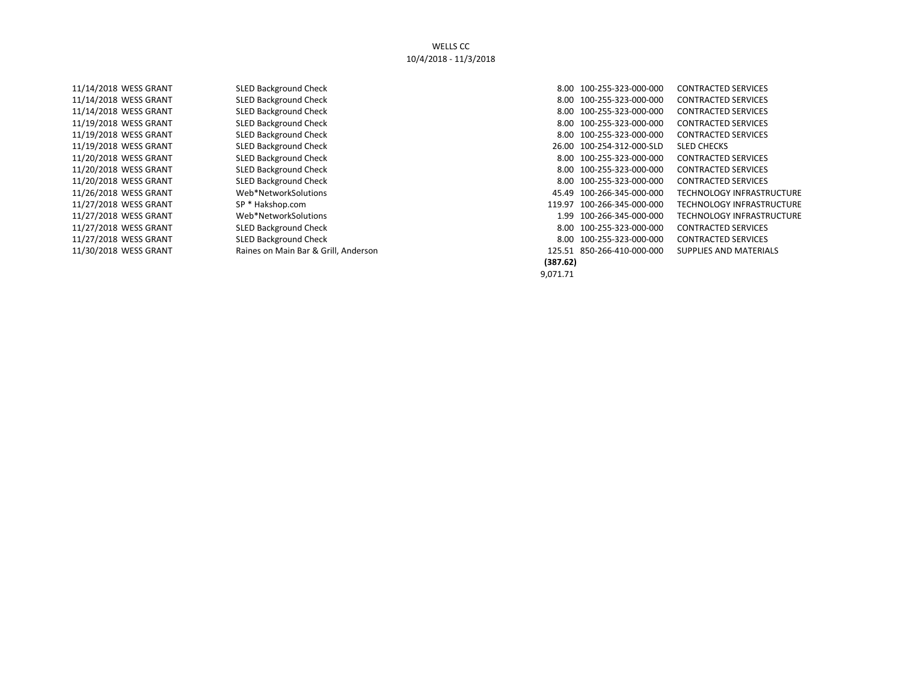WELLS CC
10/4/2018 - 11/3/2018

| | | | | | |
|---|---|---|---|---|---|
| 11/14/2018 | WESS GRANT | SLED Background Check | 8.00 | 100-255-323-000-000 | CONTRACTED SERVICES |
| 11/14/2018 | WESS GRANT | SLED Background Check | 8.00 | 100-255-323-000-000 | CONTRACTED SERVICES |
| 11/14/2018 | WESS GRANT | SLED Background Check | 8.00 | 100-255-323-000-000 | CONTRACTED SERVICES |
| 11/19/2018 | WESS GRANT | SLED Background Check | 8.00 | 100-255-323-000-000 | CONTRACTED SERVICES |
| 11/19/2018 | WESS GRANT | SLED Background Check | 8.00 | 100-255-323-000-000 | CONTRACTED SERVICES |
| 11/19/2018 | WESS GRANT | SLED Background Check | 26.00 | 100-254-312-000-SLD | SLED CHECKS |
| 11/20/2018 | WESS GRANT | SLED Background Check | 8.00 | 100-255-323-000-000 | CONTRACTED SERVICES |
| 11/20/2018 | WESS GRANT | SLED Background Check | 8.00 | 100-255-323-000-000 | CONTRACTED SERVICES |
| 11/20/2018 | WESS GRANT | SLED Background Check | 8.00 | 100-255-323-000-000 | CONTRACTED SERVICES |
| 11/26/2018 | WESS GRANT | Web*NetworkSolutions | 45.49 | 100-266-345-000-000 | TECHNOLOGY INFRASTRUCTURE |
| 11/27/2018 | WESS GRANT | SP * Hakshop.com | 119.97 | 100-266-345-000-000 | TECHNOLOGY INFRASTRUCTURE |
| 11/27/2018 | WESS GRANT | Web*NetworkSolutions | 1.99 | 100-266-345-000-000 | TECHNOLOGY INFRASTRUCTURE |
| 11/27/2018 | WESS GRANT | SLED Background Check | 8.00 | 100-255-323-000-000 | CONTRACTED SERVICES |
| 11/27/2018 | WESS GRANT | SLED Background Check | 8.00 | 100-255-323-000-000 | CONTRACTED SERVICES |
| 11/30/2018 | WESS GRANT | Raines on Main Bar & Grill, Anderson | 125.51 | 850-266-410-000-000 | SUPPLIES AND MATERIALS |
| | | | **(387.62)** | | |
| | | | 9,071.71 | | |